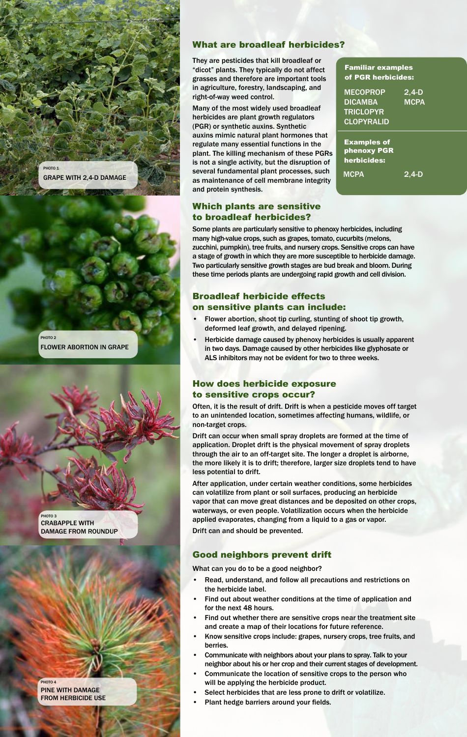PHOTO 1
GRAPE WITH 2,4-D DAMAGE

PHOTO 2
FLOWER ABORTION IN GRAPE

PHOTO 3
CRABAPPLE WITH DAMAGE FROM ROUNDUP

PHOTO 4
PINE WITH DAMAGE FROM HERBICIDE USE

## What are broadleaf herbicides?

They are pesticides that kill broadleaf or "dicot" plants. They typically do not affect grasses and therefore are important tools in agriculture, forestry, landscaping, and right-of-way weed control.

Many of the most widely used broadleaf herbicides are plant growth regulators (PGR) or synthetic auxins. Synthetic auxins mimic natural plant hormones that regulate many essential functions in the plant. The killing mechanism of these PGRs is not a single activity, but the disruption of several fundamental plant processes, such as maintenance of cell membrane integrity and protein synthesis.

**Familiar examples of PGR herbicides:**

- MECOPROP
- 2,4-D
- DICAMBA
- MCPA
- TRICLOPYR
- CLOPYRALID

**Examples of phenoxy PGR herbicides:**

- MCPA
- 2,4-D

## Which plants are sensitive to broadleaf herbicides?

Some plants are particularly sensitive to phenoxy herbicides, including many high-value crops, such as grapes, tomato, cucurbits (melons, zucchini, pumpkin), tree fruits, and nursery crops. Sensitive crops can have a stage of growth in which they are more susceptible to herbicide damage. Two particularly sensitive growth stages are bud break and bloom. During these time periods plants are undergoing rapid growth and cell division.

## Broadleaf herbicide effects on sensitive plants can include:

- Flower abortion, shoot tip curling, stunting of shoot tip growth, deformed leaf growth, and delayed ripening.
- Herbicide damage caused by phenoxy herbicides is usually apparent in two days. Damage caused by other herbicides like glyphosate or ALS inhibitors may not be evident for two to three weeks.

## How does herbicide exposure to sensitive crops occur?

Often, it is the result of drift. Drift is when a pesticide moves off target to an unintended location, sometimes affecting humans, wildlife, or non-target crops.

Drift can occur when small spray droplets are formed at the time of application. Droplet drift is the physical movement of spray droplets through the air to an off-target site. The longer a droplet is airborne, the more likely it is to drift; therefore, larger size droplets tend to have less potential to drift.

After application, under certain weather conditions, some herbicides can volatilize from plant or soil surfaces, producing an herbicide vapor that can move great distances and be deposited on other crops, waterways, or even people. Volatilization occurs when the herbicide applied evaporates, changing from a liquid to a gas or vapor.

Drift can and should be prevented.

## Good neighbors prevent drift

What can you do to be a good neighbor?

- Read, understand, and follow all precautions and restrictions on the herbicide label.
- Find out about weather conditions at the time of application and for the next 48 hours.
- Find out whether there are sensitive crops near the treatment site and create a map of their locations for future reference.
- Know sensitive crops include: grapes, nursery crops, tree fruits, and berries.
- Communicate with neighbors about your plans to spray. Talk to your neighbor about his or her crop and their current stages of development.
- Communicate the location of sensitive crops to the person who will be applying the herbicide product.
- Select herbicides that are less prone to drift or volatilize.
- Plant hedge barriers around your fields.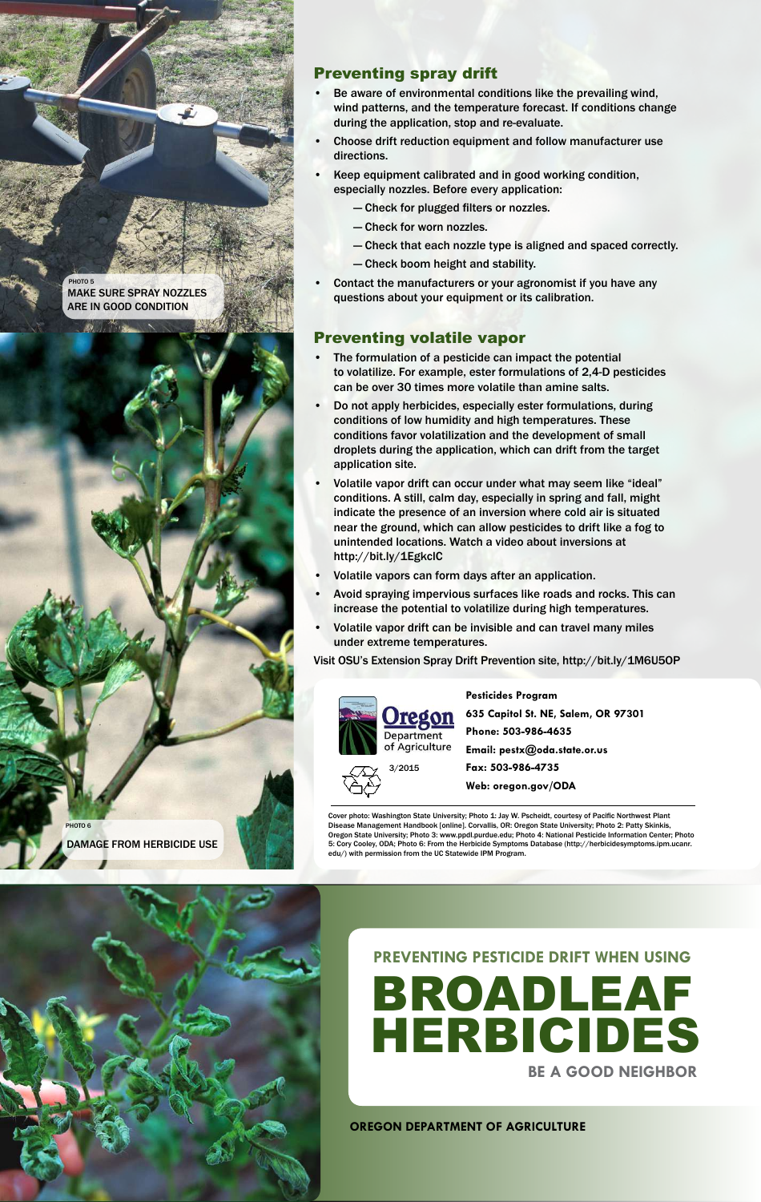PHOTO 5
MAKE SURE SPRAY NOZZLES ARE IN GOOD CONDITION

PHOTO 6
DAMAGE FROM HERBICIDE USE

## Preventing spray drift

- Be aware of environmental conditions like the prevailing wind, wind patterns, and the temperature forecast. If conditions change during the application, stop and re-evaluate.
- Choose drift reduction equipment and follow manufacturer use directions.
- Keep equipment calibrated and in good working condition, especially nozzles. Before every application:
  - — Check for plugged filters or nozzles.
  - — Check for worn nozzles.
  - — Check that each nozzle type is aligned and spaced correctly.
  - — Check boom height and stability.
- Contact the manufacturers or your agronomist if you have any questions about your equipment or its calibration.

## Preventing volatile vapor

- The formulation of a pesticide can impact the potential to volatilize. For example, ester formulations of 2,4-D pesticides can be over 30 times more volatile than amine salts.
- Do not apply herbicides, especially ester formulations, during conditions of low humidity and high temperatures. These conditions favor volatilization and the development of small droplets during the application, which can drift from the target application site.
- Volatile vapor drift can occur under what may seem like "ideal" conditions. A still, calm day, especially in spring and fall, might indicate the presence of an inversion where cold air is situated near the ground, which can allow pesticides to drift like a fog to unintended locations. Watch a video about inversions at http://bit.ly/1EgkclC
- Volatile vapors can form days after an application.
- Avoid spraying impervious surfaces like roads and rocks. This can increase the potential to volatilize during high temperatures.
- Volatile vapor drift can be invisible and can travel many miles under extreme temperatures.

Visit OSU's Extension Spray Drift Prevention site, http://bit.ly/1M6U5OP

Oregon Department of Agriculture

3/2015

**Pesticides Program**
**635 Capitol St. NE, Salem, OR 97301**
**Phone: 503-986-4635**
**Email: pestx@oda.state.or.us**
**Fax: 503-986-4735**
**Web: oregon.gov/ODA**

Cover photo: Washington State University; Photo 1: Jay W. Pscheidt, courtesy of Pacific Northwest Plant Disease Management Handbook [online]. Corvallis, OR: Oregon State University; Photo 2: Patty Skinkis, Oregon State University; Photo 3: www.ppdl.purdue.edu; Photo 4: National Pesticide Information Center; Photo 5: Cory Cooley, ODA; Photo 6: From the Herbicide Symptoms Database (http://herbicidesymptoms.ipm.ucanr.edu/) with permission from the UC Statewide IPM Program.

PREVENTING PESTICIDE DRIFT WHEN USING

# BROADLEAF HERBICIDES

**BE A GOOD NEIGHBOR**

**OREGON DEPARTMENT OF AGRICULTURE**